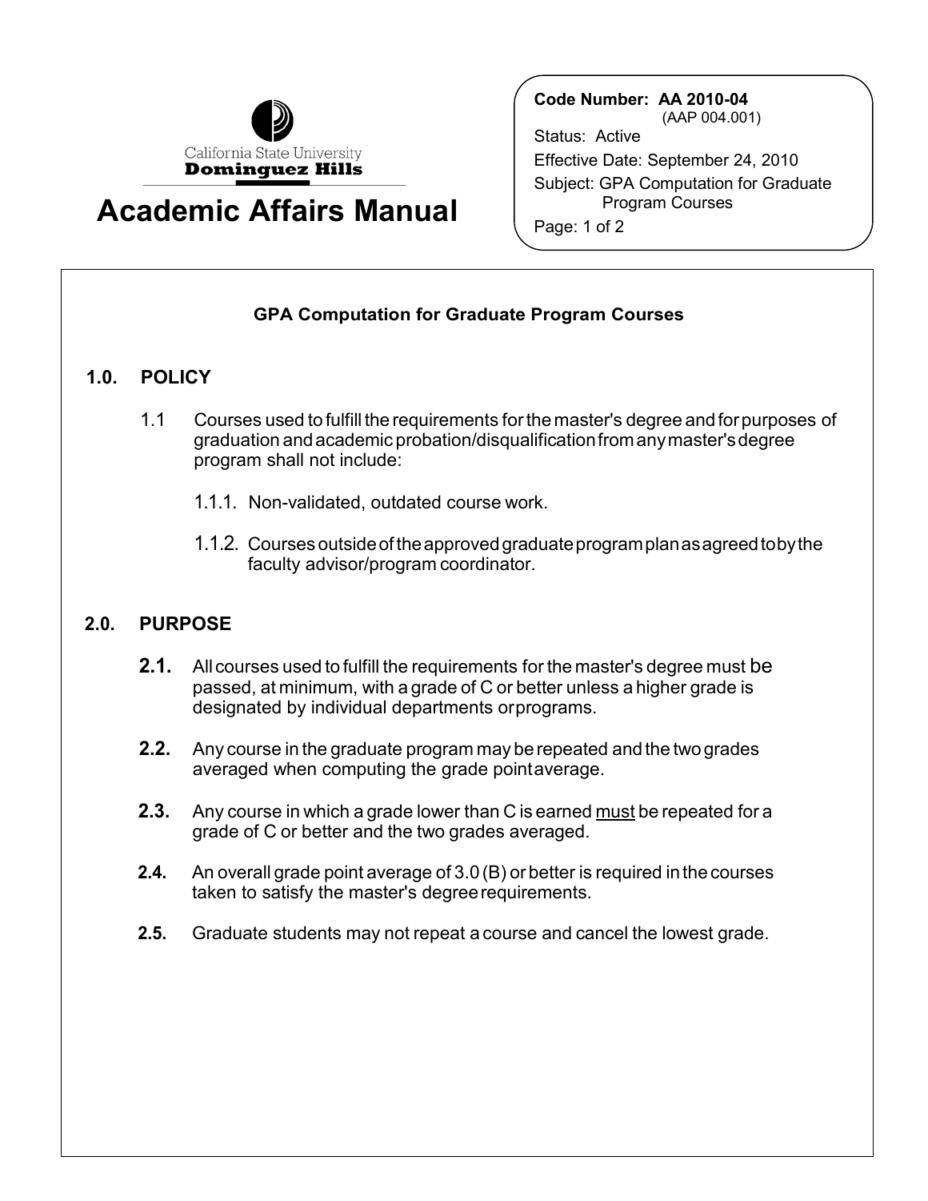California State University **Dominguez Hills**

# Academic Affairs Manual

**Code Number: AA 2010-04**
(AAP 004.001)
Status: Active
Effective Date: September 24, 2010
Subject: GPA Computation for Graduate Program Courses

## GPA Computation for Graduate Program Courses

### 1.0. POLICY

1.1 Courses used to fulfill the requirements for the master's degree and for purposes of graduation and academic probation/disqualification from any master's degree program shall not include:

1.1.1. Non-validated, outdated course work.

1.1.2. Courses outside of the approved graduate program plan as agreed to by the faculty advisor/program coordinator.

### 2.0. PURPOSE

**2.1.** All courses used to fulfill the requirements for the master's degree must be passed, at minimum, with a grade of C or better unless a higher grade is designated by individual departments or programs.

**2.2.** Any course in the graduate program may be repeated and the two grades averaged when computing the grade point average.

**2.3.** Any course in which a grade lower than C is earned must be repeated for a grade of C or better and the two grades averaged.

**2.4.** An overall grade point average of 3.0 (B) or better is required in the courses taken to satisfy the master's degree requirements.

**2.5.** Graduate students may not repeat a course and cancel the lowest grade.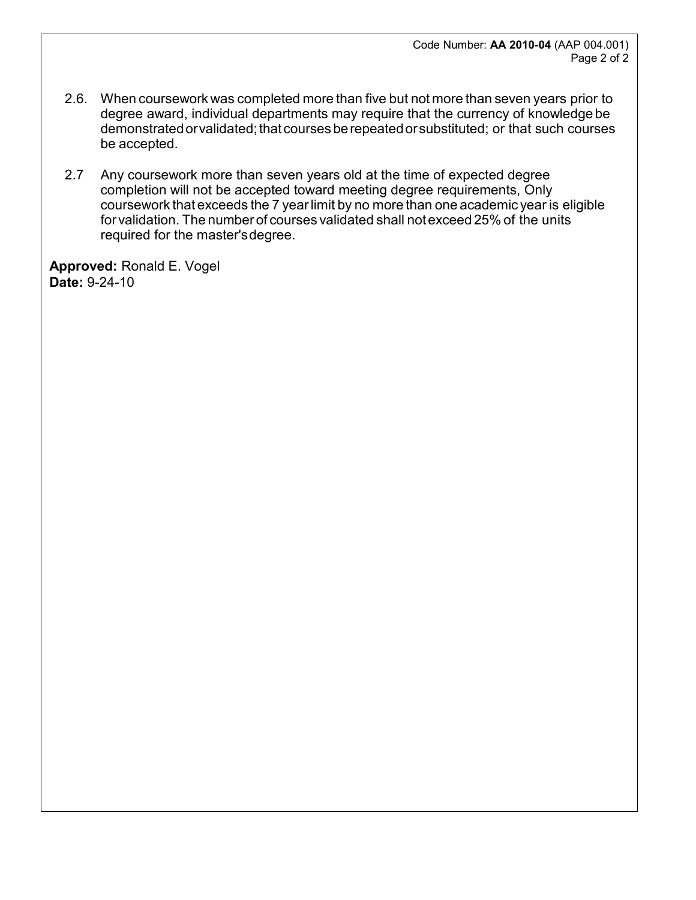2.6. When coursework was completed more than five but not more than seven years prior to degree award, individual departments may require that the currency of knowledge be demonstrated or validated; that courses be repeated or substituted; or that such courses be accepted.

2.7 Any coursework more than seven years old at the time of expected degree completion will not be accepted toward meeting degree requirements, Only coursework that exceeds the 7 year limit by no more than one academic year is eligible for validation. The number of courses validated shall not exceed 25% of the units required for the master's degree.

**Approved:** Ronald E. Vogel
**Date:** 9-24-10